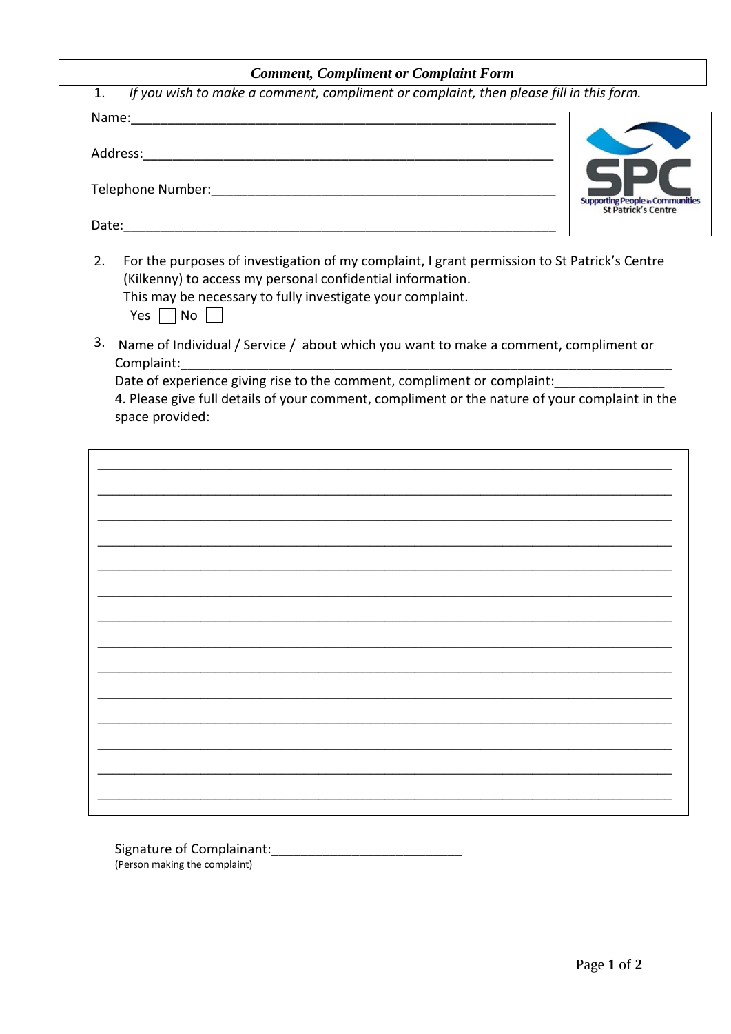***Comment, Compliment or Complaint Form***

1. *If you wish to make a comment, compliment or complaint, then please fill in this form.*

Name:_______________________________________________________________

Address:_____________________________________________________________

Telephone Number:____________________________________________________

Date:________________________________________________________________

SPC
Supporting People in Communities
St Patrick's Centre

2. For the purposes of investigation of my complaint, I grant permission to St Patrick's Centre (Kilkenny) to access my personal confidential information.
   This may be necessary to fully investigate your complaint.
   Yes ☐ No ☐

3. Name of Individual / Service / about which you want to make a comment, compliment or Complaint:_________________________________________________________________
   Date of experience giving rise to the comment, compliment or complaint:_______________
   4. Please give full details of your comment, compliment or the nature of your complaint in the space provided:

_____________________________________________________________________________

_____________________________________________________________________________

_____________________________________________________________________________

_____________________________________________________________________________

_____________________________________________________________________________

_____________________________________________________________________________

_____________________________________________________________________________

_____________________________________________________________________________

_____________________________________________________________________________

_____________________________________________________________________________

_____________________________________________________________________________

_____________________________________________________________________________

_____________________________________________________________________________

_____________________________________________________________________________

Signature of Complainant:___________________________
(Person making the complaint)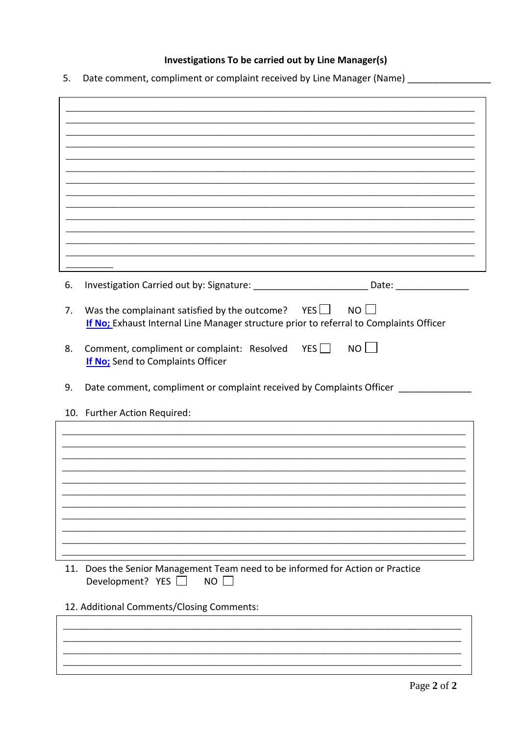**Investigations To be carried out by Line Manager(s)**

5. Date comment, compliment or complaint received by Line Manager (Name) ________________

______________________________________________________________________________
______________________________________________________________________________
______________________________________________________________________________
______________________________________________________________________________
______________________________________________________________________________
______________________________________________________________________________
______________________________________________________________________________
______________________________________________________________________________
______________________________________________________________________________
______________________________________________________________________________
______________________________________________________________________________
______________________________________________________________________________
______________________________________________________________________________
__________

6. Investigation Carried out by: Signature: ______________________ Date: ______________

7. Was the complainant satisfied by the outcome? YES ☐ NO ☐
   **If No;** Exhaust Internal Line Manager structure prior to referral to Complaints Officer

8. Comment, compliment or complaint: Resolved YES ☐ NO ☐
   **If No;** Send to Complaints Officer

9. Date comment, compliment or complaint received by Complaints Officer ______________

10. Further Action Required:

______________________________________________________________________________
______________________________________________________________________________
______________________________________________________________________________
______________________________________________________________________________
______________________________________________________________________________
______________________________________________________________________________
______________________________________________________________________________
______________________________________________________________________________
______________________________________________________________________________
______________________________________________________________________________
______________________________________________________________________________

11. Does the Senior Management Team need to be informed for Action or Practice Development? YES ☐ NO ☐

12. Additional Comments/Closing Comments:

______________________________________________________________________________
______________________________________________________________________________
______________________________________________________________________________
______________________________________________________________________________